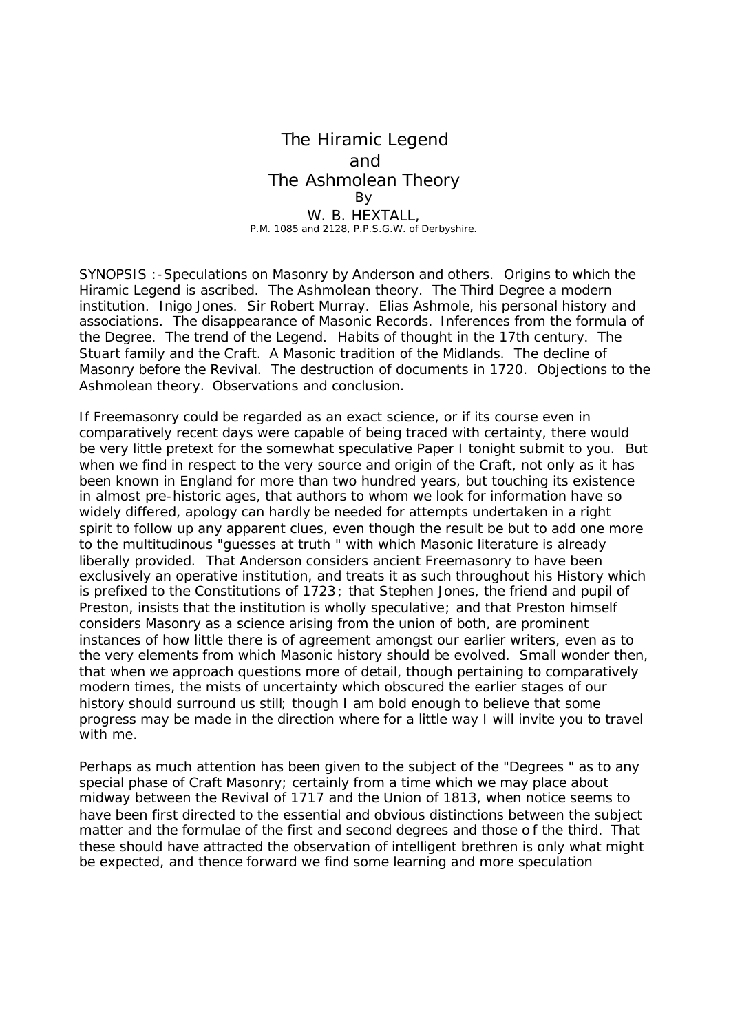# The Hiramic Legend and The Ashmolean Theory

By

W. B. HEXTALL,

P.M. 1085 and 2128, P.P.S.G.W. of Derbyshire.

SYNOPSIS :- Speculations on Masonry by Anderson and others. Origins to which the Hiramic Legend is ascribed. The Ashmolean theory. The Third Degree a modern institution. Inigo Jones. Sir Robert Murray. Elias Ashmole, his personal history and associations. The disappearance of Masonic Records. Inferences from the formula of the Degree. The trend of the Legend. Habits of thought in the 17th century. The Stuart family and the Craft. A Masonic tradition of the Midlands. The decline of Masonry before the Revival. The destruction of documents in 1720. Objections to the Ashmolean theory. Observations and conclusion.

If Freemasonry could be regarded as an exact science, or if its course even in comparatively recent days were capable of being traced with certainty, there would be very little pretext for the somewhat speculative Paper I tonight submit to you. But when we find in respect to the very source and origin of the Craft, not only as it has been known in England for more than two hundred years, but touching its existence in almost pre-historic ages, that authors to whom we look for information have so widely differed, apology can hardly be needed for attempts undertaken in a right spirit to follow up any apparent clues, even though the result be but to add one more to the multitudinous "guesses at truth " with which Masonic literature is already liberally provided. That Anderson considers ancient Freemasonry to have been exclusively an operative institution, and treats it as such throughout his History which is prefixed to the Constitutions of 1723; that Stephen Jones, the friend and pupil of Preston, insists that the institution is wholly speculative; and that Preston himself considers Masonry as a science arising from the union of both, are prominent instances of how little there is of agreement amongst our earlier writers, even as to the very elements from which Masonic history should be evolved. Small wonder then, that when we approach questions more of detail, though pertaining to comparatively modern times, the mists of uncertainty which obscured the earlier stages of our history should surround us still; though I am bold enough to believe that some progress may be made in the direction where for a little way I will invite you to travel with me.

Perhaps as much attention has been given to the subject of the "Degrees " as to any special phase of Craft Masonry; certainly from a time which we may place about midway between the Revival of 1717 and the Union of 1813, when notice seems to have been first directed to the essential and obvious distinctions between the subject matter and the formulae of the first and second degrees and those of the third. That these should have attracted the observation of intelligent brethren is only what might be expected, and thence forward we find some learning and more speculation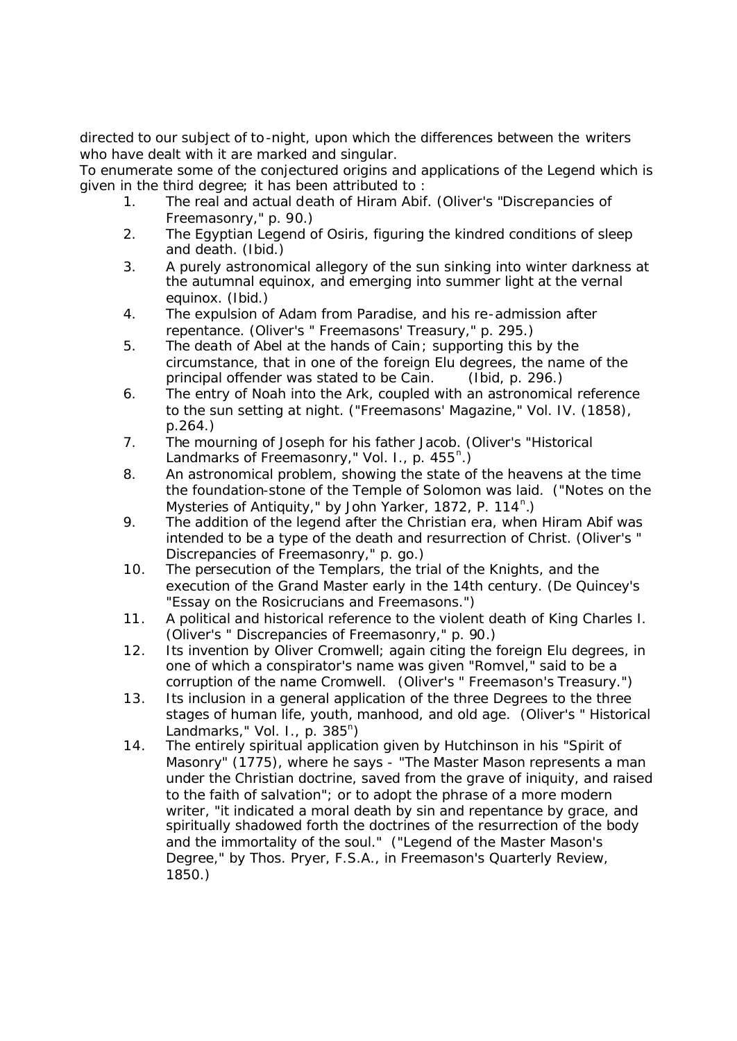directed to our subject of to-night, upon which the differences between the writers who have dealt with it are marked and singular.

To enumerate some of the conjectured origins and applications of the Legend which is given in the third degree; it has been attributed to :

1. The real and actual death of Hiram Abif. (Oliver's "Discrepancies of Freemasonry," p. 90.)
2. The Egyptian Legend of Osiris, figuring the kindred conditions of sleep and death. (Ibid.)
3. A purely astronomical allegory of the sun sinking into winter darkness at the autumnal equinox, and emerging into summer light at the vernal equinox. (Ibid.)
4. The expulsion of Adam from Paradise, and his re-admission after repentance. (Oliver's " Freemasons' Treasury," p. 295.)
5. The death of Abel at the hands of Cain; supporting this by the circumstance, that in one of the foreign Elu degrees, the name of the principal offender was stated to be Cain. (Ibid, p. 296.)
6. The entry of Noah into the Ark, coupled with an astronomical reference to the sun setting at night. ("Freemasons' Magazine," Vol. IV. (1858), p.264.)
7. The mourning of Joseph for his father Jacob. (Oliver's "Historical Landmarks of Freemasonry," Vol. I., p. 455[n].)
8. An astronomical problem, showing the state of the heavens at the time the foundation-stone of the Temple of Solomon was laid. ("Notes on the Mysteries of Antiquity," by John Yarker, 1872, P. 114[n].)
9. The addition of the legend after the Christian era, when Hiram Abif was intended to be a type of the death and resurrection of Christ. (Oliver's " Discrepancies of Freemasonry," p. go.)
10. The persecution of the Templars, the trial of the Knights, and the execution of the Grand Master early in the 14th century. (De Quincey's "Essay on the Rosicrucians and Freemasons.")
11. A political and historical reference to the violent death of King Charles I. (Oliver's " Discrepancies of Freemasonry," p. 90.)
12. Its invention by Oliver Cromwell; again citing the foreign Elu degrees, in one of which a conspirator's name was given "Romvel," said to be a corruption of the name Cromwell. (Oliver's " Freemason's Treasury.")
13. Its inclusion in a general application of the three Degrees to the three stages of human life, youth, manhood, and old age. (Oliver's " Historical Landmarks," Vol. I., p. 385[n])
14. The entirely spiritual application given by Hutchinson in his "Spirit of Masonry" (1775), where he says - "The Master Mason represents a man under the Christian doctrine, saved from the grave of iniquity, and raised to the faith of salvation"; or to adopt the phrase of a more modern writer, "it indicated a moral death by sin and repentance by grace, and spiritually shadowed forth the doctrines of the resurrection of the body and the immortality of the soul." ("Legend of the Master Mason's Degree," by Thos. Pryer, F.S.A., in Freemason's Quarterly Review, 1850.)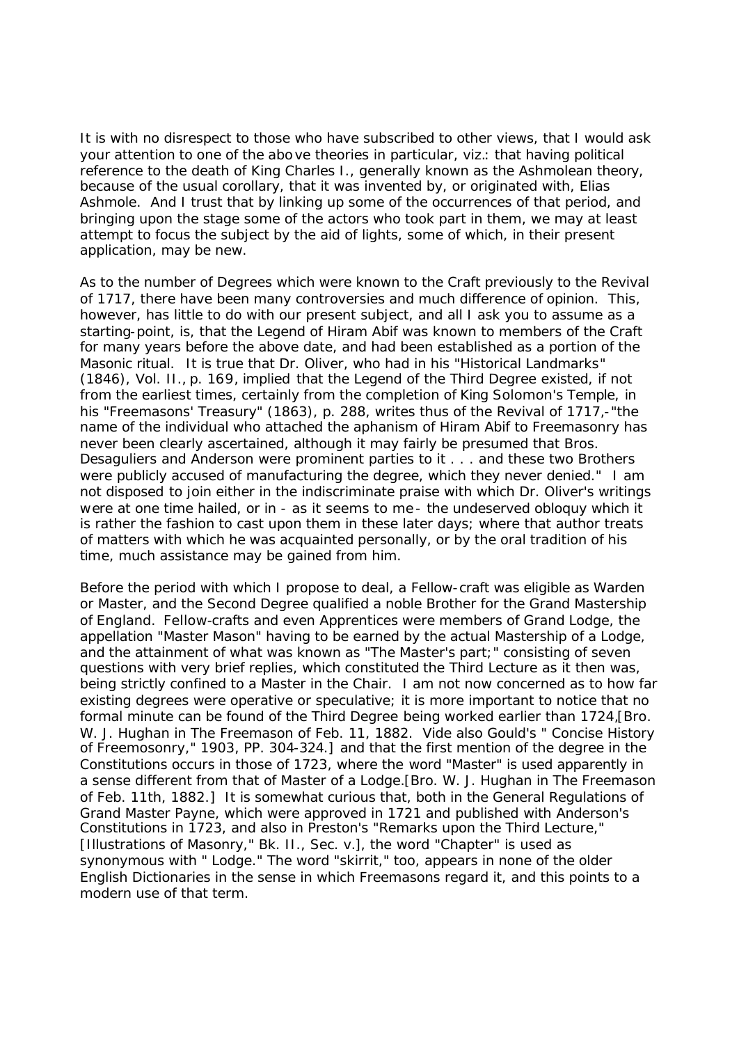It is with no disrespect to those who have subscribed to other views, that I would ask your attention to one of the above theories in particular, viz.: that having political reference to the death of King Charles I., generally known as the Ashmolean theory, because of the usual corollary, that it was invented by, or originated with, Elias Ashmole. And I trust that by linking up some of the occurrences of that period, and bringing upon the stage some of the actors who took part in them, we may at least attempt to focus the subject by the aid of lights, some of which, in their present application, may be new.

As to the number of Degrees which were known to the Craft previously to the Revival of 1717, there have been many controversies and much difference of opinion. This, however, has little to do with our present subject, and all I ask you to assume as a starting-point, is, that the Legend of Hiram Abif was known to members of the Craft for many years before the above date, and had been established as a portion of the Masonic ritual. It is true that Dr. Oliver, who had in his "Historical Landmarks" (1846), Vol. II., p. 169, implied that the Legend of the Third Degree existed, if not from the earliest times, certainly from the completion of King Solomon's Temple, in his "Freemasons' Treasury" (1863), p. 288, writes thus of the Revival of 1717,-"the name of the individual who attached the aphanism of Hiram Abif to Freemasonry has never been clearly ascertained, although it may fairly be presumed that Bros. Desaguliers and Anderson were prominent parties to it . . . and these two Brothers were publicly accused of manufacturing the degree, which they never denied." I am not disposed to join either in the indiscriminate praise with which Dr. Oliver's writings were at one time hailed, or in - as it seems to me - the undeserved obloquy which it is rather the fashion to cast upon them in these later days; where that author treats of matters with which he was acquainted personally, or by the oral tradition of his time, much assistance may be gained from him.

Before the period with which I propose to deal, a Fellow-craft was eligible as Warden or Master, and the Second Degree qualified a noble Brother for the Grand Mastership of England. Fellow-crafts and even Apprentices were members of Grand Lodge, the appellation "Master Mason" having to be earned by the actual Mastership of a Lodge, and the attainment of what was known as "The Master's part;" consisting of seven questions with very brief replies, which constituted the Third Lecture as it then was, being strictly confined to a Master in the Chair. I am not now concerned as to how far existing degrees were operative or speculative; it is more important to notice that no formal minute can be found of the Third Degree being worked earlier than 1724,[Bro. W. J. Hughan in The Freemason of Feb. 11, 1882. Vide also Gould's " Concise History of Freemosonry," 1903, PP. 304-324.] and that the first mention of the degree in the Constitutions occurs in those of 1723, where the word "Master" is used apparently in a sense different from that of Master of a Lodge.[Bro. W. J. Hughan in The Freemason of Feb. 11th, 1882.] It is somewhat curious that, both in the General Regulations of Grand Master Payne, which were approved in 1721 and published with Anderson's Constitutions in 1723, and also in Preston's "Remarks upon the Third Lecture," [Illustrations of Masonry," Bk. II., Sec. v.], the word "Chapter" is used as synonymous with " Lodge." The word "skirrit," too, appears in none of the older English Dictionaries in the sense in which Freemasons regard it, and this points to a modern use of that term.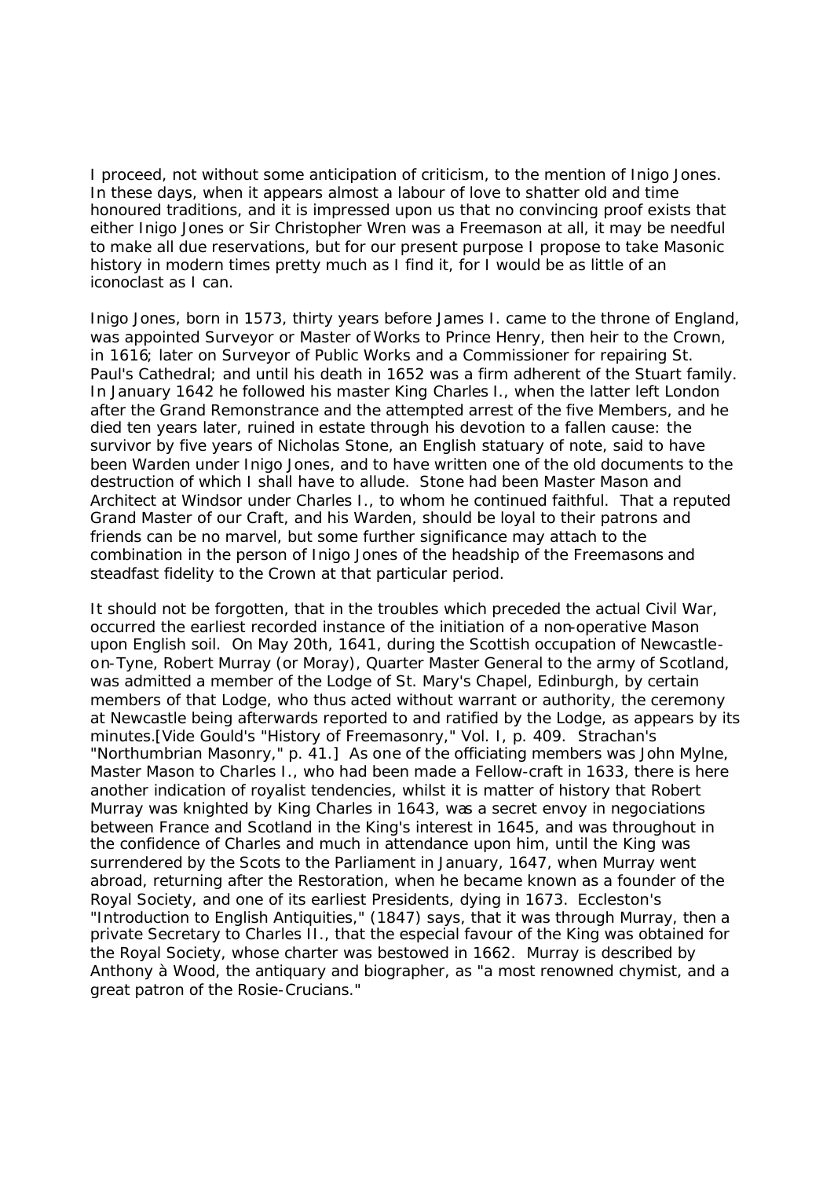I proceed, not without some anticipation of criticism, to the mention of Inigo Jones. In these days, when it appears almost a labour of love to shatter old and time honoured traditions, and it is impressed upon us that no convincing proof exists that either Inigo Jones or Sir Christopher Wren was a Freemason at all, it may be needful to make all due reservations, but for our present purpose I propose to take Masonic history in modern times pretty much as I find it, for I would be as little of an iconoclast as I can.

Inigo Jones, born in 1573, thirty years before James I. came to the throne of England, was appointed Surveyor or Master of Works to Prince Henry, then heir to the Crown, in 1616; later on Surveyor of Public Works and a Commissioner for repairing St. Paul's Cathedral; and until his death in 1652 was a firm adherent of the Stuart family. In January 1642 he followed his master King Charles I., when the latter left London after the Grand Remonstrance and the attempted arrest of the five Members, and he died ten years later, ruined in estate through his devotion to a fallen cause: the survivor by five years of Nicholas Stone, an English statuary of note, said to have been Warden under Inigo Jones, and to have written one of the old documents to the destruction of which I shall have to allude. Stone had been Master Mason and Architect at Windsor under Charles I., to whom he continued faithful. That a reputed Grand Master of our Craft, and his Warden, should be loyal to their patrons and friends can be no marvel, but some further significance may attach to the combination in the person of Inigo Jones of the headship of the Freemasons and steadfast fidelity to the Crown at that particular period.

It should not be forgotten, that in the troubles which preceded the actual Civil War, occurred the earliest recorded instance of the initiation of a non-operative Mason upon English soil. On May 20th, 1641, during the Scottish occupation of Newcastle-on-Tyne, Robert Murray (or Moray), Quarter Master General to the army of Scotland, was admitted a member of the Lodge of St. Mary's Chapel, Edinburgh, by certain members of that Lodge, who thus acted without warrant or authority, the ceremony at Newcastle being afterwards reported to and ratified by the Lodge, as appears by its minutes.[Vide Gould's "History of Freemasonry," Vol. I, p. 409. Strachan's "Northumbrian Masonry," p. 41.] As one of the officiating members was John Mylne, Master Mason to Charles I., who had been made a Fellow-craft in 1633, there is here another indication of royalist tendencies, whilst it is matter of history that Robert Murray was knighted by King Charles in 1643, was a secret envoy in negociations between France and Scotland in the King's interest in 1645, and was throughout in the confidence of Charles and much in attendance upon him, until the King was surrendered by the Scots to the Parliament in January, 1647, when Murray went abroad, returning after the Restoration, when he became known as a founder of the Royal Society, and one of its earliest Presidents, dying in 1673. Eccleston's "Introduction to English Antiquities," (1847) says, that it was through Murray, then a private Secretary to Charles II., that the especial favour of the King was obtained for the Royal Society, whose charter was bestowed in 1662. Murray is described by Anthony à Wood, the antiquary and biographer, as "a most renowned chymist, and a great patron of the Rosie-Crucians."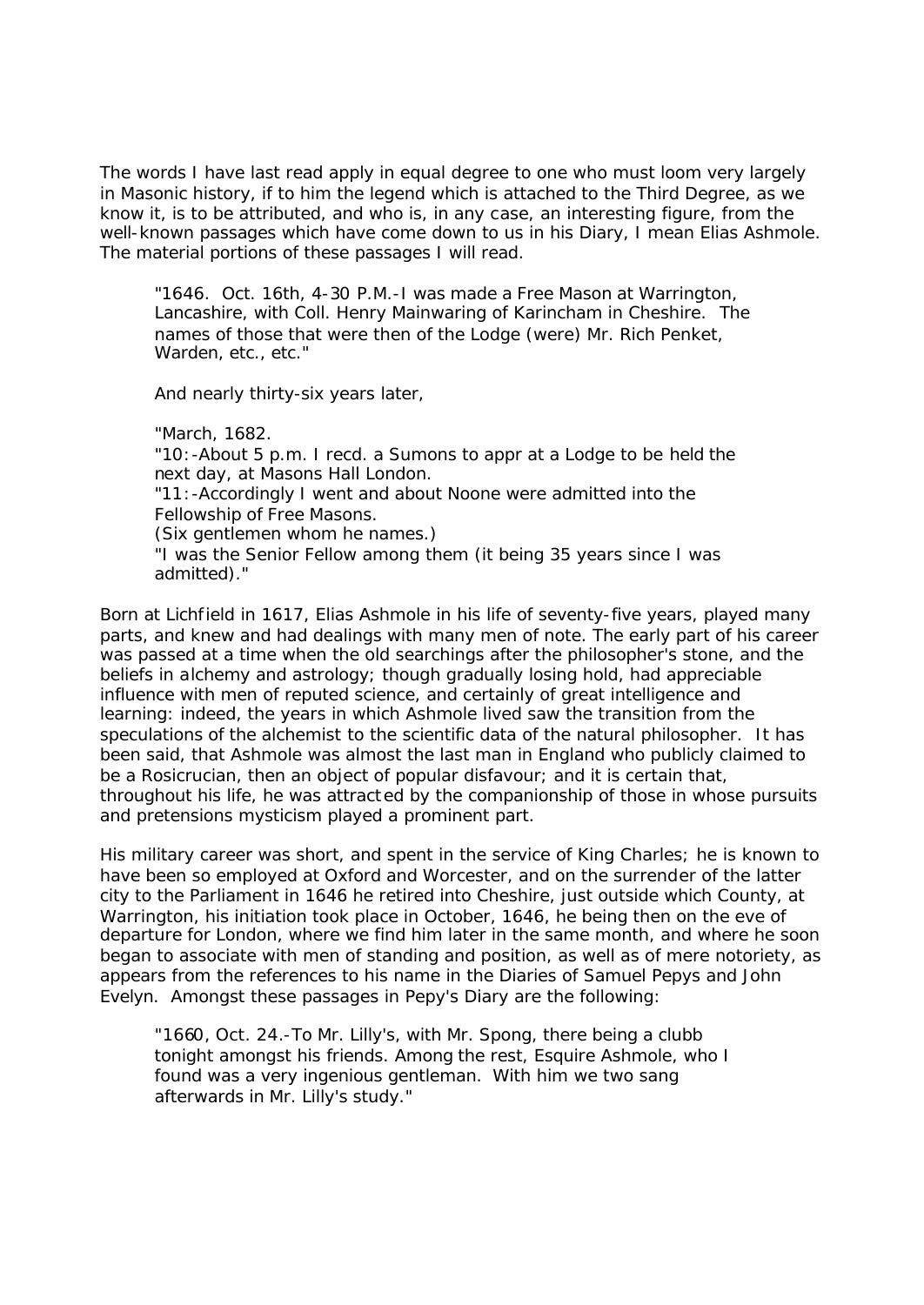The words I have last read apply in equal degree to one who must loom very largely in Masonic history, if to him the legend which is attached to the Third Degree, as we know it, is to be attributed, and who is, in any case, an interesting figure, from the well-known passages which have come down to us in his Diary, I mean Elias Ashmole. The material portions of these passages I will read.

> "1646. Oct. 16th, 4-30 P.M.-I was made a Free Mason at Warrington, Lancashire, with Coll. Henry Mainwaring of Karincham in Cheshire. The names of those that were then of the Lodge (were) Mr. Rich Penket, Warden, etc., etc."
>
> And nearly thirty-six years later,
>
> "March, 1682.
> "10:-About 5 p.m. I recd. a Sumons to appr at a Lodge to be held the next day, at Masons Hall London.
> "11:-Accordingly I went and about Noone were admitted into the Fellowship of Free Masons.
> (Six gentlemen whom he names.)
> "I was the Senior Fellow among them (it being 35 years since I was admitted)."

Born at Lichfield in 1617, Elias Ashmole in his life of seventy-five years, played many parts, and knew and had dealings with many men of note. The early part of his career was passed at a time when the old searchings after the philosopher's stone, and the beliefs in alchemy and astrology; though gradually losing hold, had appreciable influence with men of reputed science, and certainly of great intelligence and learning: indeed, the years in which Ashmole lived saw the transition from the speculations of the alchemist to the scientific data of the natural philosopher. It has been said, that Ashmole was almost the last man in England who publicly claimed to be a Rosicrucian, then an object of popular disfavour; and it is certain that, throughout his life, he was attracted by the companionship of those in whose pursuits and pretensions mysticism played a prominent part.

His military career was short, and spent in the service of King Charles; he is known to have been so employed at Oxford and Worcester, and on the surrender of the latter city to the Parliament in 1646 he retired into Cheshire, just outside which County, at Warrington, his initiation took place in October, 1646, he being then on the eve of departure for London, where we find him later in the same month, and where he soon began to associate with men of standing and position, as well as of mere notoriety, as appears from the references to his name in the Diaries of Samuel Pepys and John Evelyn. Amongst these passages in Pepy's Diary are the following:

> "1660, Oct. 24.-To Mr. Lilly's, with Mr. Spong, there being a clubb tonight amongst his friends. Among the rest, Esquire Ashmole, who I found was a very ingenious gentleman. With him we two sang afterwards in Mr. Lilly's study."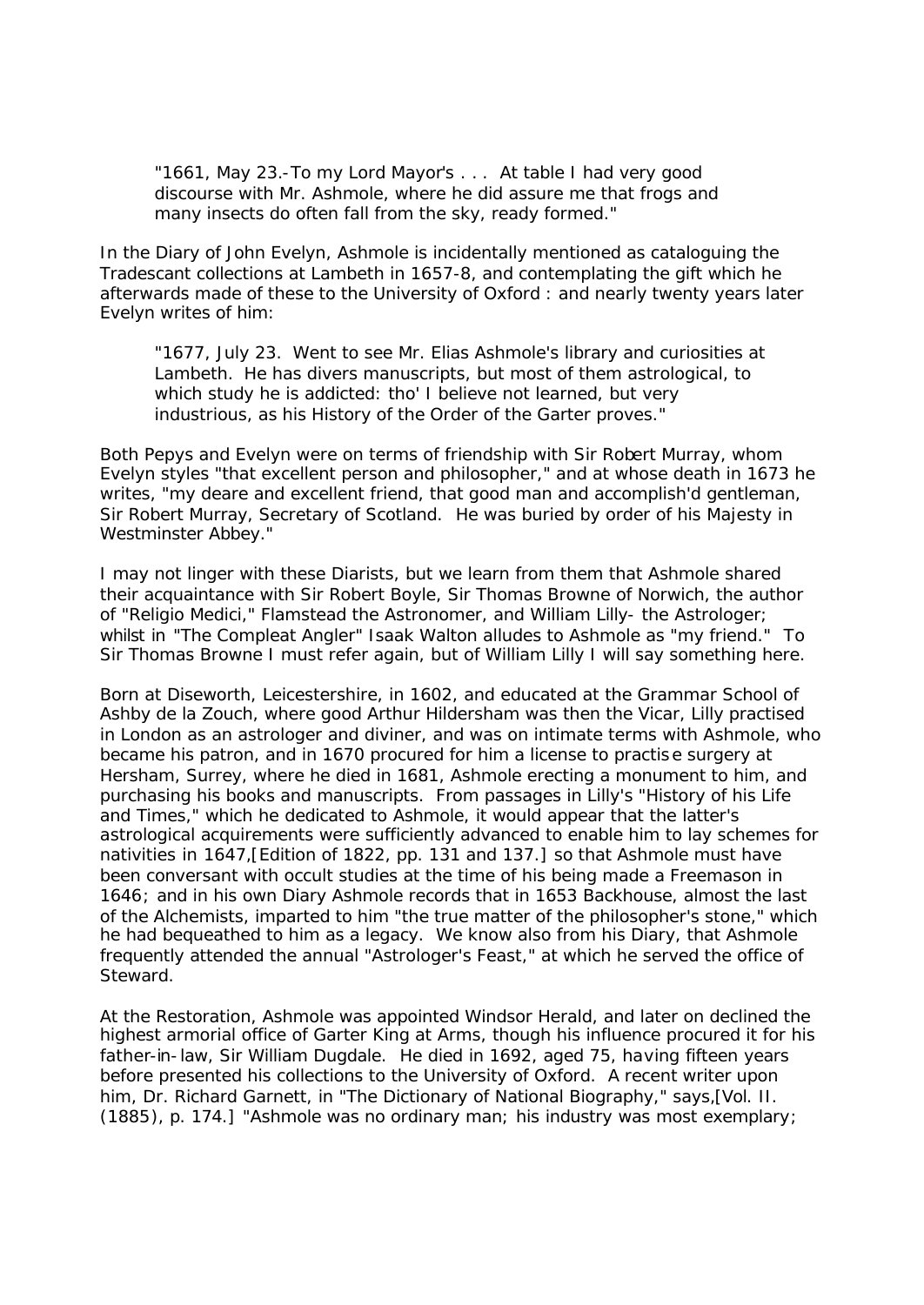> "1661, May 23.-To my Lord Mayor's . . . At table I had very good discourse with Mr. Ashmole, where he did assure me that frogs and many insects do often fall from the sky, ready formed."

In the Diary of John Evelyn, Ashmole is incidentally mentioned as cataloguing the Tradescant collections at Lambeth in 1657-8, and contemplating the gift which he afterwards made of these to the University of Oxford : and nearly twenty years later Evelyn writes of him:

> "1677, July 23. Went to see Mr. Elias Ashmole's library and curiosities at Lambeth. He has divers manuscripts, but most of them astrological, to which study he is addicted: tho' I believe not learned, but very industrious, as his History of the Order of the Garter proves."

Both Pepys and Evelyn were on terms of friendship with Sir Robert Murray, whom Evelyn styles "that excellent person and philosopher," and at whose death in 1673 he writes, "my deare and excellent friend, that good man and accomplish'd gentleman, Sir Robert Murray, Secretary of Scotland. He was buried by order of his Majesty in Westminster Abbey."

I may not linger with these Diarists, but we learn from them that Ashmole shared their acquaintance with Sir Robert Boyle, Sir Thomas Browne of Norwich, the author of "Religio Medici," Flamstead the Astronomer, and William Lilly- the Astrologer; whilst in "The Compleat Angler" Isaak Walton alludes to Ashmole as "my friend." To Sir Thomas Browne I must refer again, but of William Lilly I will say something here.

Born at Diseworth, Leicestershire, in 1602, and educated at the Grammar School of Ashby de la Zouch, where good Arthur Hildersham was then the Vicar, Lilly practised in London as an astrologer and diviner, and was on intimate terms with Ashmole, who became his patron, and in 1670 procured for him a license to practise surgery at Hersham, Surrey, where he died in 1681, Ashmole erecting a monument to him, and purchasing his books and manuscripts. From passages in Lilly's "History of his Life and Times," which he dedicated to Ashmole, it would appear that the latter's astrological acquirements were sufficiently advanced to enable him to lay schemes for nativities in 1647,[Edition of 1822, pp. 131 and 137.] so that Ashmole must have been conversant with occult studies at the time of his being made a Freemason in 1646; and in his own Diary Ashmole records that in 1653 Backhouse, almost the last of the Alchemists, imparted to him "the true matter of the philosopher's stone," which he had bequeathed to him as a legacy. We know also from his Diary, that Ashmole frequently attended the annual "Astrologer's Feast," at which he served the office of Steward.

At the Restoration, Ashmole was appointed Windsor Herald, and later on declined the highest armorial office of Garter King at Arms, though his influence procured it for his father-in-law, Sir William Dugdale. He died in 1692, aged 75, having fifteen years before presented his collections to the University of Oxford. A recent writer upon him, Dr. Richard Garnett, in "The Dictionary of National Biography," says,[Vol. II. (1885), p. 174.] "Ashmole was no ordinary man; his industry was most exemplary;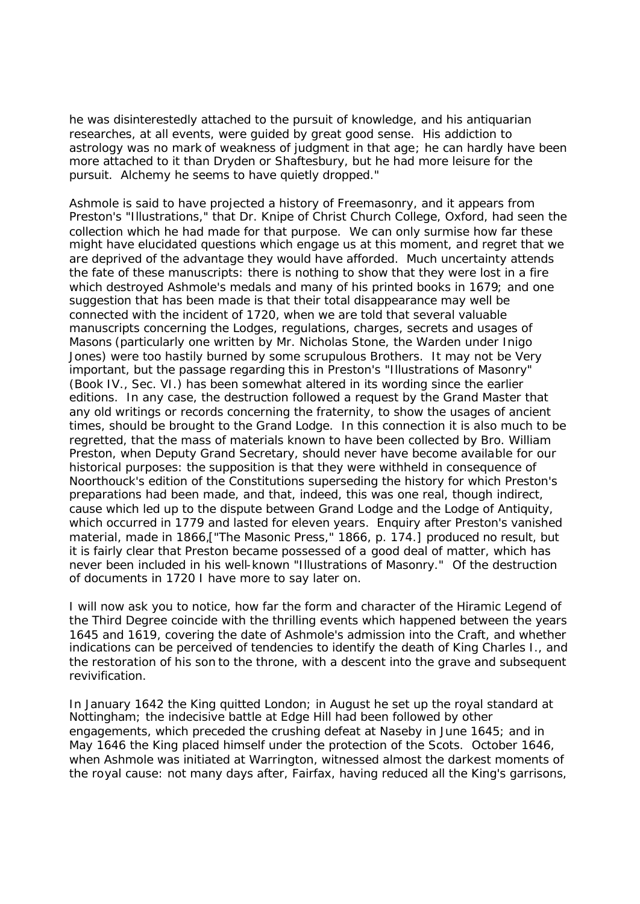he was disinterestedly attached to the pursuit of knowledge, and his antiquarian researches, at all events, were guided by great good sense. His addiction to astrology was no mark of weakness of judgment in that age; he can hardly have been more attached to it than Dryden or Shaftesbury, but he had more leisure for the pursuit. Alchemy he seems to have quietly dropped."

Ashmole is said to have projected a history of Freemasonry, and it appears from Preston's "Illustrations," that Dr. Knipe of Christ Church College, Oxford, had seen the collection which he had made for that purpose. We can only surmise how far these might have elucidated questions which engage us at this moment, and regret that we are deprived of the advantage they would have afforded. Much uncertainty attends the fate of these manuscripts: there is nothing to show that they were lost in a fire which destroyed Ashmole's medals and many of his printed books in 1679; and one suggestion that has been made is that their total disappearance may well be connected with the incident of 1720, when we are told that several valuable manuscripts concerning the Lodges, regulations, charges, secrets and usages of Masons (particularly one written by Mr. Nicholas Stone, the Warden under Inigo Jones) were too hastily burned by some scrupulous Brothers. It may not be Very important, but the passage regarding this in Preston's "Illustrations of Masonry" (Book IV., Sec. VI.) has been somewhat altered in its wording since the earlier editions. In any case, the destruction followed a request by the Grand Master that any old writings or records concerning the fraternity, to show the usages of ancient times, should be brought to the Grand Lodge. In this connection it is also much to be regretted, that the mass of materials known to have been collected by Bro. William Preston, when Deputy Grand Secretary, should never have become available for our historical purposes: the supposition is that they were withheld in consequence of Noorthouck's edition of the Constitutions superseding the history for which Preston's preparations had been made, and that, indeed, this was one real, though indirect, cause which led up to the dispute between Grand Lodge and the Lodge of Antiquity, which occurred in 1779 and lasted for eleven years. Enquiry after Preston's vanished material, made in 1866,["The Masonic Press," 1866, p. 174.] produced no result, but it is fairly clear that Preston became possessed of a good deal of matter, which has never been included in his well-known "Illustrations of Masonry." Of the destruction of documents in 1720 I have more to say later on.

I will now ask you to notice, how far the form and character of the Hiramic Legend of the Third Degree coincide with the thrilling events which happened between the years 1645 and 1619, covering the date of Ashmole's admission into the Craft, and whether indications can be perceived of tendencies to identify the death of King Charles I., and the restoration of his son to the throne, with a descent into the grave and subsequent revivification.

In January 1642 the King quitted London; in August he set up the royal standard at Nottingham; the indecisive battle at Edge Hill had been followed by other engagements, which preceded the crushing defeat at Naseby in June 1645; and in May 1646 the King placed himself under the protection of the Scots. October 1646, when Ashmole was initiated at Warrington, witnessed almost the darkest moments of the royal cause: not many days after, Fairfax, having reduced all the King's garrisons,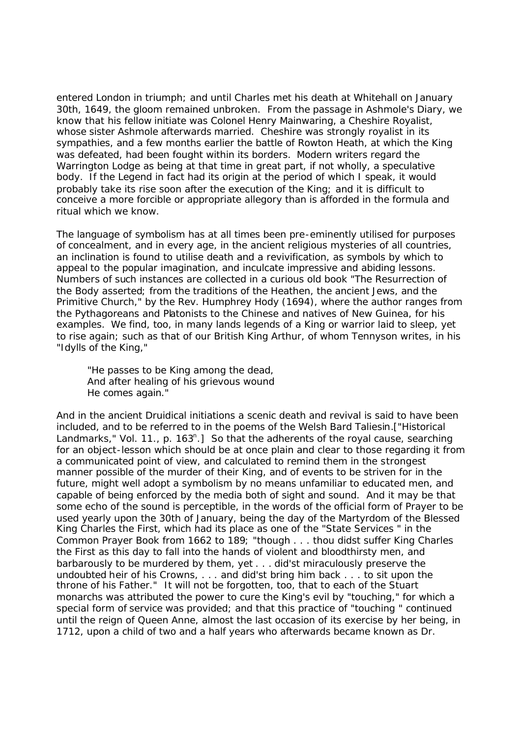entered London in triumph; and until Charles met his death at Whitehall on January 30th, 1649, the gloom remained unbroken. From the passage in Ashmole's Diary, we know that his fellow initiate was Colonel Henry Mainwaring, a Cheshire Royalist, whose sister Ashmole afterwards married. Cheshire was strongly royalist in its sympathies, and a few months earlier the battle of Rowton Heath, at which the King was defeated, had been fought within its borders. Modern writers regard the Warrington Lodge as being at that time in great part, if not wholly, a speculative body. If the Legend in fact had its origin at the period of which I speak, it would probably take its rise soon after the execution of the King; and it is difficult to conceive a more forcible or appropriate allegory than is afforded in the formula and ritual which we know.

The language of symbolism has at all times been pre-eminently utilised for purposes of concealment, and in every age, in the ancient religious mysteries of all countries, an inclination is found to utilise death and a revivification, as symbols by which to appeal to the popular imagination, and inculcate impressive and abiding lessons. Numbers of such instances are collected in a curious old book "The Resurrection of the Body asserted; from the traditions of the Heathen, the ancient Jews, and the Primitive Church," by the Rev. Humphrey Hody (1694), where the author ranges from the Pythagoreans and Platonists to the Chinese and natives of New Guinea, for his examples. We find, too, in many lands legends of a King or warrior laid to sleep, yet to rise again; such as that of our British King Arthur, of whom Tennyson writes, in his "Idylls of the King,"

> "He passes to be King among the dead,
> And after healing of his grievous wound
> He comes again."

And in the ancient Druidical initiations a scenic death and revival is said to have been included, and to be referred to in the poems of the Welsh Bard Taliesin.["Historical Landmarks," Vol. 11., p. 163n.] So that the adherents of the royal cause, searching for an object-lesson which should be at once plain and clear to those regarding it from a communicated point of view, and calculated to remind them in the strongest manner possible of the murder of their King, and of events to be striven for in the future, might well adopt a symbolism by no means unfamiliar to educated men, and capable of being enforced by the media both of sight and sound. And it may be that some echo of the sound is perceptible, in the words of the official form of Prayer to be used yearly upon the 30th of January, being the day of the Martyrdom of the Blessed King Charles the First, which had its place as one of the "State Services " in the Common Prayer Book from 1662 to 189; "though . . . thou didst suffer King Charles the First as this day to fall into the hands of violent and bloodthirsty men, and barbarously to be murdered by them, yet . . . did'st miraculously preserve the undoubted heir of his Crowns, . . . and did'st bring him back . . . to sit upon the throne of his Father." It will not be forgotten, too, that to each of the Stuart monarchs was attributed the power to cure the King's evil by "touching," for which a special form of service was provided; and that this practice of "touching " continued until the reign of Queen Anne, almost the last occasion of its exercise by her being, in 1712, upon a child of two and a half years who afterwards became known as Dr.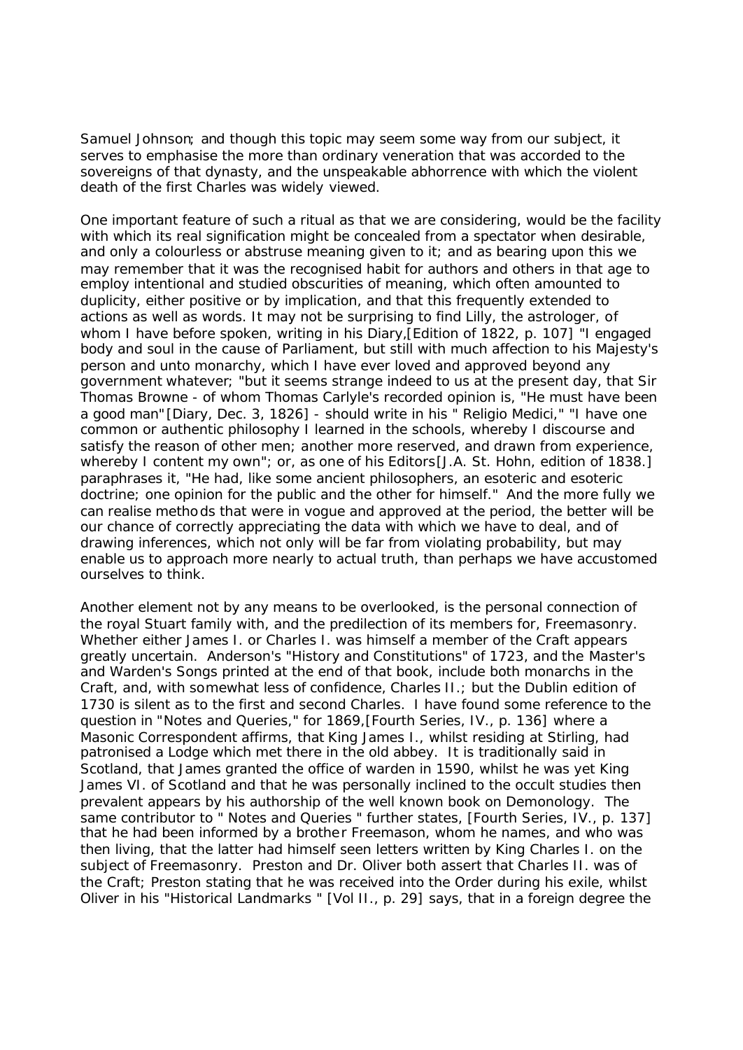Samuel Johnson; and though this topic may seem some way from our subject, it serves to emphasise the more than ordinary veneration that was accorded to the sovereigns of that dynasty, and the unspeakable abhorrence with which the violent death of the first Charles was widely viewed.

One important feature of such a ritual as that we are considering, would be the facility with which its real signification might be concealed from a spectator when desirable, and only a colourless or abstruse meaning given to it; and as bearing upon this we may remember that it was the recognised habit for authors and others in that age to employ intentional and studied obscurities of meaning, which often amounted to duplicity, either positive or by implication, and that this frequently extended to actions as well as words. It may not be surprising to find Lilly, the astrologer, of whom I have before spoken, writing in his Diary,[Edition of 1822, p. 107] "I engaged body and soul in the cause of Parliament, but still with much affection to his Majesty's person and unto monarchy, which I have ever loved and approved beyond any government whatever; "but it seems strange indeed to us at the present day, that Sir Thomas Browne - of whom Thomas Carlyle's recorded opinion is, "He must have been a good man"[Diary, Dec. 3, 1826] - should write in his " Religio Medici," "I have one common or authentic philosophy I learned in the schools, whereby I discourse and satisfy the reason of other men; another more reserved, and drawn from experience, whereby I content my own"; or, as one of his Editors[J.A. St. Hohn, edition of 1838.] paraphrases it, "He had, like some ancient philosophers, an esoteric and esoteric doctrine; one opinion for the public and the other for himself." And the more fully we can realise methods that were in vogue and approved at the period, the better will be our chance of correctly appreciating the data with which we have to deal, and of drawing inferences, which not only will be far from violating probability, but may enable us to approach more nearly to actual truth, than perhaps we have accustomed ourselves to think.

Another element not by any means to be overlooked, is the personal connection of the royal Stuart family with, and the predilection of its members for, Freemasonry. Whether either James I. or Charles I. was himself a member of the Craft appears greatly uncertain. Anderson's "History and Constitutions" of 1723, and the Master's and Warden's Songs printed at the end of that book, include both monarchs in the Craft, and, with somewhat less of confidence, Charles II.; but the Dublin edition of 1730 is silent as to the first and second Charles. I have found some reference to the question in "Notes and Queries," for 1869,[Fourth Series, IV., p. 136] where a Masonic Correspondent affirms, that King James I., whilst residing at Stirling, had patronised a Lodge which met there in the old abbey. It is traditionally said in Scotland, that James granted the office of warden in 1590, whilst he was yet King James VI. of Scotland and that he was personally inclined to the occult studies then prevalent appears by his authorship of the well known book on Demonology. The same contributor to " Notes and Queries " further states, [Fourth Series, IV., p. 137] that he had been informed by a brother Freemason, whom he names, and who was then living, that the latter had himself seen letters written by King Charles I. on the subject of Freemasonry. Preston and Dr. Oliver both assert that Charles II. was of the Craft; Preston stating that he was received into the Order during his exile, whilst Oliver in his "Historical Landmarks " [Vol II., p. 29] says, that in a foreign degree the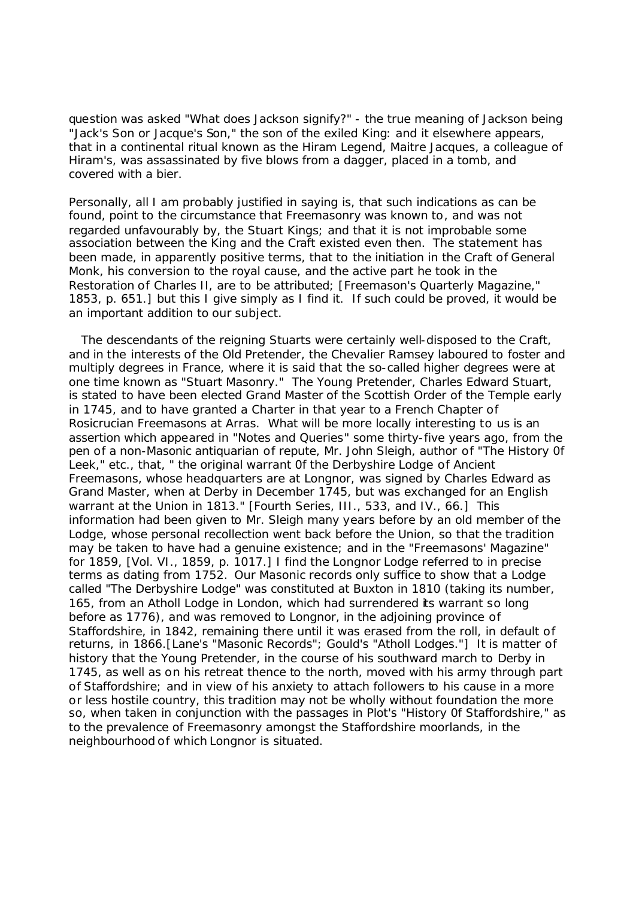question was asked "What does Jackson signify?" - the true meaning of Jackson being "Jack's Son or Jacque's Son," the son of the exiled King: and it elsewhere appears, that in a continental ritual known as the Hiram Legend, Maitre Jacques, a colleague of Hiram's, was assassinated by five blows from a dagger, placed in a tomb, and covered with a bier.

Personally, all I am probably justified in saying is, that such indications as can be found, point to the circumstance that Freemasonry was known to, and was not regarded unfavourably by, the Stuart Kings; and that it is not improbable some association between the King and the Craft existed even then. The statement has been made, in apparently positive terms, that to the initiation in the Craft of General Monk, his conversion to the royal cause, and the active part he took in the Restoration of Charles II, are to be attributed; [Freemason's Quarterly Magazine," 1853, p. 651.] but this I give simply as I find it. If such could be proved, it would be an important addition to our subject.

The descendants of the reigning Stuarts were certainly well-disposed to the Craft, and in the interests of the Old Pretender, the Chevalier Ramsey laboured to foster and multiply degrees in France, where it is said that the so-called higher degrees were at one time known as "Stuart Masonry." The Young Pretender, Charles Edward Stuart, is stated to have been elected Grand Master of the Scottish Order of the Temple early in 1745, and to have granted a Charter in that year to a French Chapter of Rosicrucian Freemasons at Arras. What will be more locally interesting to us is an assertion which appeared in "Notes and Queries" some thirty-five years ago, from the pen of a non-Masonic antiquarian of repute, Mr. John Sleigh, author of "The History 0f Leek," etc., that, " the original warrant 0f the Derbyshire Lodge of Ancient Freemasons, whose headquarters are at Longnor, was signed by Charles Edward as Grand Master, when at Derby in December 1745, but was exchanged for an English warrant at the Union in 1813." [Fourth Series, III., 533, and IV., 66.] This information had been given to Mr. Sleigh many years before by an old member of the Lodge, whose personal recollection went back before the Union, so that the tradition may be taken to have had a genuine existence; and in the "Freemasons' Magazine" for 1859, [Vol. VI., 1859, p. 1017.] I find the Longnor Lodge referred to in precise terms as dating from 1752. Our Masonic records only suffice to show that a Lodge called "The Derbyshire Lodge" was constituted at Buxton in 1810 (taking its number, 165, from an Atholl Lodge in London, which had surrendered its warrant so long before as 1776), and was removed to Longnor, in the adjoining province of Staffordshire, in 1842, remaining there until it was erased from the roll, in default of returns, in 1866.[Lane's "Masonic Records"; Gould's "Atholl Lodges."] It is matter of history that the Young Pretender, in the course of his southward march to Derby in 1745, as well as on his retreat thence to the north, moved with his army through part of Staffordshire; and in view of his anxiety to attach followers to his cause in a more or less hostile country, this tradition may not be wholly without foundation the more so, when taken in conjunction with the passages in Plot's "History 0f Staffordshire," as to the prevalence of Freemasonry amongst the Staffordshire moorlands, in the neighbourhood of which Longnor is situated.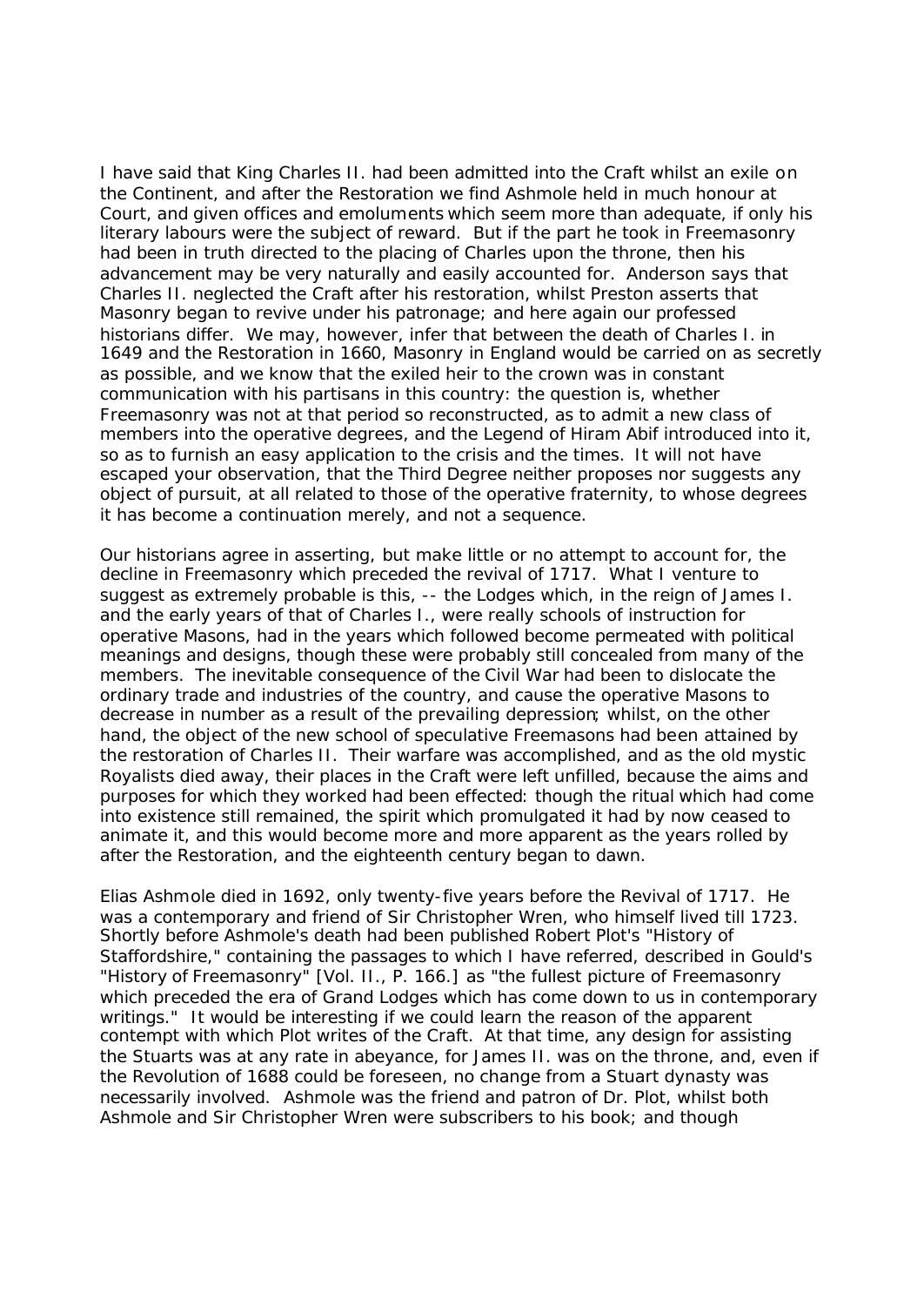I have said that King Charles II. had been admitted into the Craft whilst an exile on the Continent, and after the Restoration we find Ashmole held in much honour at Court, and given offices and emoluments which seem more than adequate, if only his literary labours were the subject of reward. But if the part he took in Freemasonry had been in truth directed to the placing of Charles upon the throne, then his advancement may be very naturally and easily accounted for. Anderson says that Charles II. neglected the Craft after his restoration, whilst Preston asserts that Masonry began to revive under his patronage; and here again our professed historians differ. We may, however, infer that between the death of Charles I. in 1649 and the Restoration in 1660, Masonry in England would be carried on as secretly as possible, and we know that the exiled heir to the crown was in constant communication with his partisans in this country: the question is, whether Freemasonry was not at that period so reconstructed, as to admit a new class of members into the operative degrees, and the Legend of Hiram Abif introduced into it, so as to furnish an easy application to the crisis and the times. It will not have escaped your observation, that the Third Degree neither proposes nor suggests any object of pursuit, at all related to those of the operative fraternity, to whose degrees it has become a continuation merely, and not a sequence.

Our historians agree in asserting, but make little or no attempt to account for, the decline in Freemasonry which preceded the revival of 1717. What I venture to suggest as extremely probable is this, -- the Lodges which, in the reign of James I. and the early years of that of Charles I., were really schools of instruction for operative Masons, had in the years which followed become permeated with political meanings and designs, though these were probably still concealed from many of the members. The inevitable consequence of the Civil War had been to dislocate the ordinary trade and industries of the country, and cause the operative Masons to decrease in number as a result of the prevailing depression; whilst, on the other hand, the object of the new school of speculative Freemasons had been attained by the restoration of Charles II. Their warfare was accomplished, and as the old mystic Royalists died away, their places in the Craft were left unfilled, because the aims and purposes for which they worked had been effected: though the ritual which had come into existence still remained, the spirit which promulgated it had by now ceased to animate it, and this would become more and more apparent as the years rolled by after the Restoration, and the eighteenth century began to dawn.

Elias Ashmole died in 1692, only twenty-five years before the Revival of 1717. He was a contemporary and friend of Sir Christopher Wren, who himself lived till 1723. Shortly before Ashmole's death had been published Robert Plot's "History of Staffordshire," containing the passages to which I have referred, described in Gould's "History of Freemasonry" [Vol. II., P. 166.] as "the fullest picture of Freemasonry which preceded the era of Grand Lodges which has come down to us in contemporary writings." It would be interesting if we could learn the reason of the apparent contempt with which Plot writes of the Craft. At that time, any design for assisting the Stuarts was at any rate in abeyance, for James II. was on the throne, and, even if the Revolution of 1688 could be foreseen, no change from a Stuart dynasty was necessarily involved. Ashmole was the friend and patron of Dr. Plot, whilst both Ashmole and Sir Christopher Wren were subscribers to his book; and though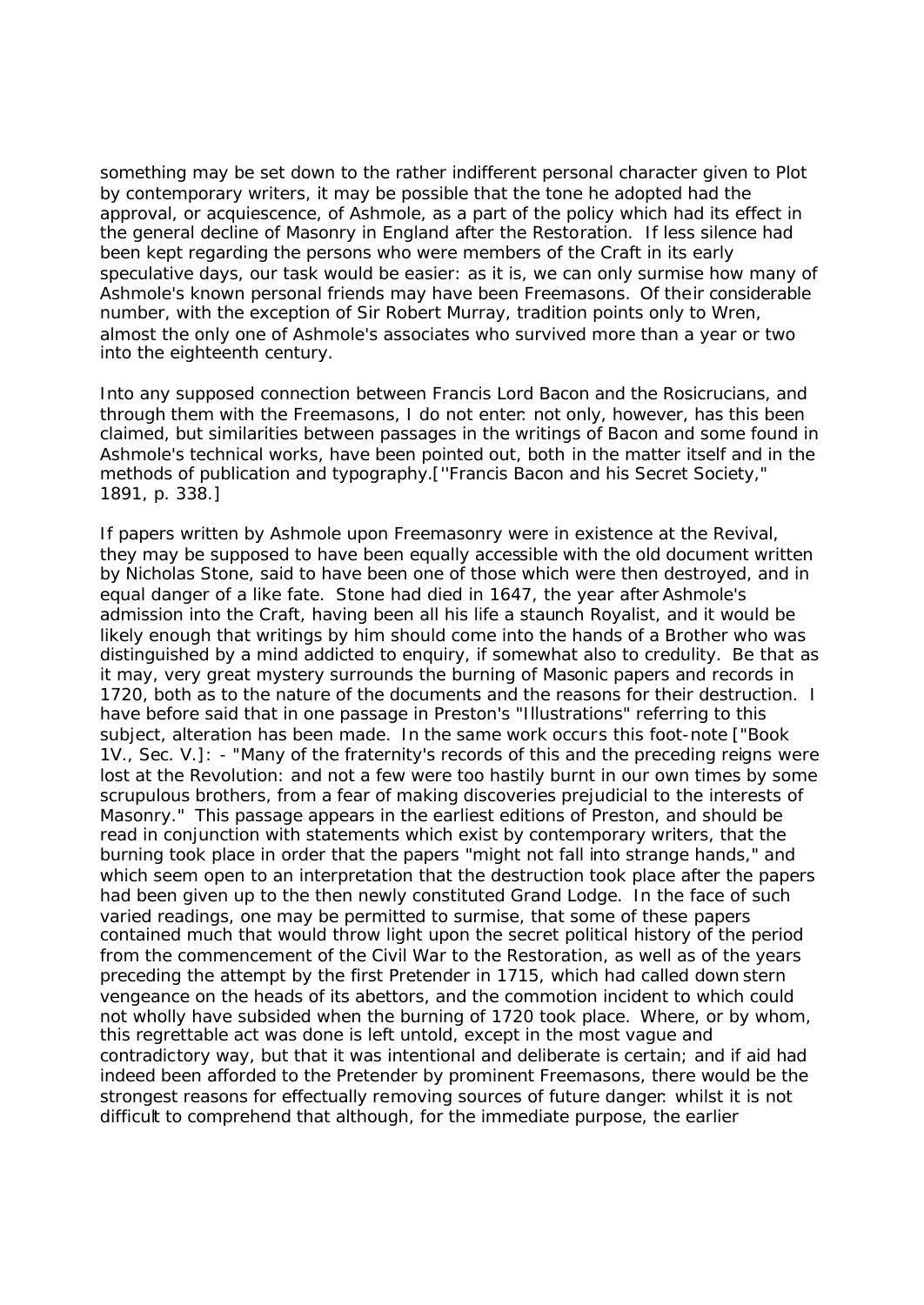something may be set down to the rather indifferent personal character given to Plot by contemporary writers, it may be possible that the tone he adopted had the approval, or acquiescence, of Ashmole, as a part of the policy which had its effect in the general decline of Masonry in England after the Restoration. If less silence had been kept regarding the persons who were members of the Craft in its early speculative days, our task would be easier: as it is, we can only surmise how many of Ashmole's known personal friends may have been Freemasons. Of their considerable number, with the exception of Sir Robert Murray, tradition points only to Wren, almost the only one of Ashmole's associates who survived more than a year or two into the eighteenth century.

Into any supposed connection between Francis Lord Bacon and the Rosicrucians, and through them with the Freemasons, I do not enter: not only, however, has this been claimed, but similarities between passages in the writings of Bacon and some found in Ashmole's technical works, have been pointed out, both in the matter itself and in the methods of publication and typography.[''Francis Bacon and his Secret Society," 1891, p. 338.]

If papers written by Ashmole upon Freemasonry were in existence at the Revival, they may be supposed to have been equally accessible with the old document written by Nicholas Stone, said to have been one of those which were then destroyed, and in equal danger of a like fate. Stone had died in 1647, the year after Ashmole's admission into the Craft, having been all his life a staunch Royalist, and it would be likely enough that writings by him should come into the hands of a Brother who was distinguished by a mind addicted to enquiry, if somewhat also to credulity. Be that as it may, very great mystery surrounds the burning of Masonic papers and records in 1720, both as to the nature of the documents and the reasons for their destruction. I have before said that in one passage in Preston's "Illustrations" referring to this subject, alteration has been made. In the same work occurs this foot-note ["Book 1V., Sec. V.]: - "Many of the fraternity's records of this and the preceding reigns were lost at the Revolution: and not a few were too hastily burnt in our own times by some scrupulous brothers, from a fear of making discoveries prejudicial to the interests of Masonry." This passage appears in the earliest editions of Preston, and should be read in conjunction with statements which exist by contemporary writers, that the burning took place in order that the papers "might not fall into strange hands," and which seem open to an interpretation that the destruction took place after the papers had been given up to the then newly constituted Grand Lodge. In the face of such varied readings, one may be permitted to surmise, that some of these papers contained much that would throw light upon the secret political history of the period from the commencement of the Civil War to the Restoration, as well as of the years preceding the attempt by the first Pretender in 1715, which had called down stern vengeance on the heads of its abettors, and the commotion incident to which could not wholly have subsided when the burning of 1720 took place. Where, or by whom, this regrettable act was done is left untold, except in the most vague and contradictory way, but that it was intentional and deliberate is certain; and if aid had indeed been afforded to the Pretender by prominent Freemasons, there would be the strongest reasons for effectually removing sources of future danger: whilst it is not difficult to comprehend that although, for the immediate purpose, the earlier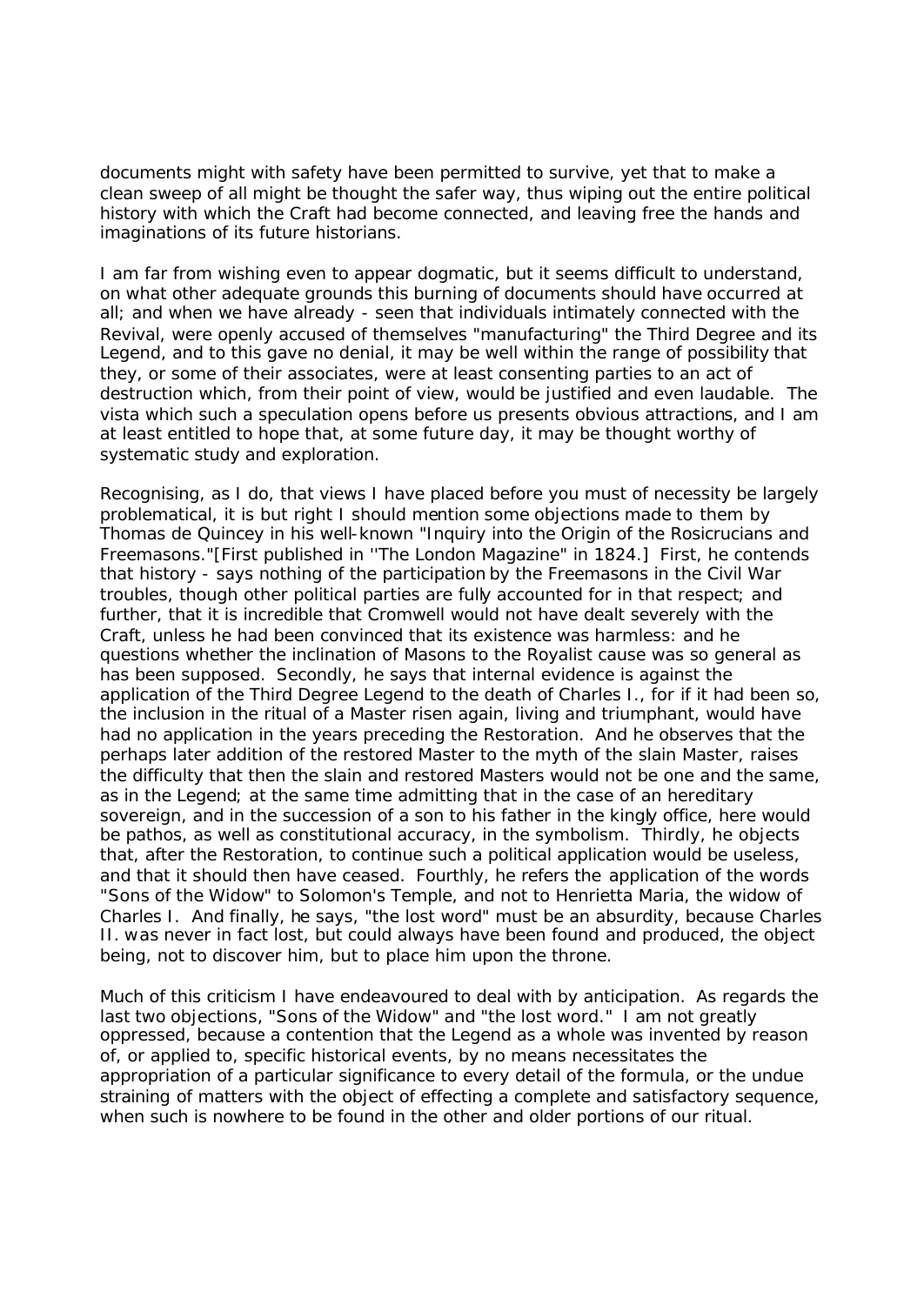documents might with safety have been permitted to survive, yet that to make a clean sweep of all might be thought the safer way, thus wiping out the entire political history with which the Craft had become connected, and leaving free the hands and imaginations of its future historians.

I am far from wishing even to appear dogmatic, but it seems difficult to understand, on what other adequate grounds this burning of documents should have occurred at all; and when we have already - seen that individuals intimately connected with the Revival, were openly accused of themselves "manufacturing" the Third Degree and its Legend, and to this gave no denial, it may be well within the range of possibility that they, or some of their associates, were at least consenting parties to an act of destruction which, from their point of view, would be justified and even laudable. The vista which such a speculation opens before us presents obvious attractions, and I am at least entitled to hope that, at some future day, it may be thought worthy of systematic study and exploration.

Recognising, as I do, that views I have placed before you must of necessity be largely problematical, it is but right I should mention some objections made to them by Thomas de Quincey in his well-known "Inquiry into the Origin of the Rosicrucians and Freemasons."[First published in ''The London Magazine" in 1824.] First, he contends that history - says nothing of the participation by the Freemasons in the Civil War troubles, though other political parties are fully accounted for in that respect; and further, that it is incredible that Cromwell would not have dealt severely with the Craft, unless he had been convinced that its existence was harmless: and he questions whether the inclination of Masons to the Royalist cause was so general as has been supposed. Secondly, he says that internal evidence is against the application of the Third Degree Legend to the death of Charles I., for if it had been so, the inclusion in the ritual of a Master risen again, living and triumphant, would have had no application in the years preceding the Restoration. And he observes that the perhaps later addition of the restored Master to the myth of the slain Master, raises the difficulty that then the slain and restored Masters would not be one and the same, as in the Legend; at the same time admitting that in the case of an hereditary sovereign, and in the succession of a son to his father in the kingly office, here would be pathos, as well as constitutional accuracy, in the symbolism. Thirdly, he objects that, after the Restoration, to continue such a political application would be useless, and that it should then have ceased. Fourthly, he refers the application of the words "Sons of the Widow" to Solomon's Temple, and not to Henrietta Maria, the widow of Charles I. And finally, he says, "the lost word" must be an absurdity, because Charles II. was never in fact lost, but could always have been found and produced, the object being, not to discover him, but to place him upon the throne.

Much of this criticism I have endeavoured to deal with by anticipation. As regards the last two objections, "Sons of the Widow" and "the lost word." I am not greatly oppressed, because a contention that the Legend as a whole was invented by reason of, or applied to, specific historical events, by no means necessitates the appropriation of a particular significance to every detail of the formula, or the undue straining of matters with the object of effecting a complete and satisfactory sequence, when such is nowhere to be found in the other and older portions of our ritual.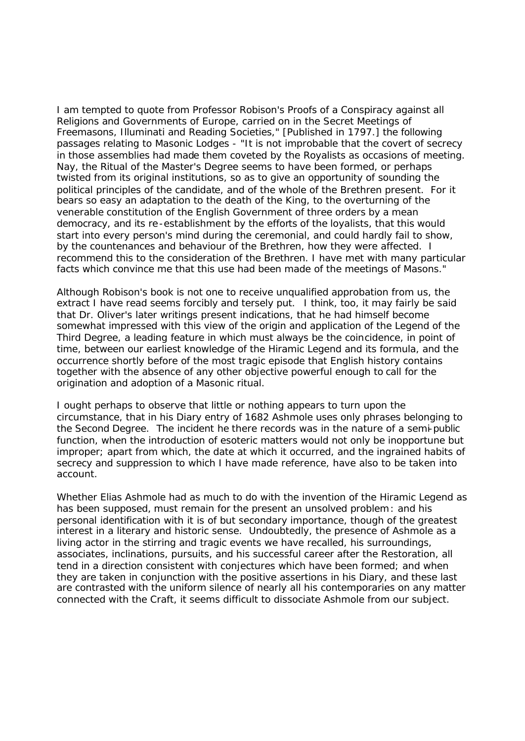I am tempted to quote from Professor Robison's Proofs of a Conspiracy against all Religions and Governments of Europe, carried on in the Secret Meetings of Freemasons, Illuminati and Reading Societies," [Published in 1797.] the following passages relating to Masonic Lodges - "It is not improbable that the covert of secrecy in those assemblies had made them coveted by the Royalists as occasions of meeting. Nay, the Ritual of the Master's Degree seems to have been formed, or perhaps twisted from its original institutions, so as to give an opportunity of sounding the political principles of the candidate, and of the whole of the Brethren present. For it bears so easy an adaptation to the death of the King, to the overturning of the venerable constitution of the English Government of three orders by a mean democracy, and its re-establishment by the efforts of the loyalists, that this would start into every person's mind during the ceremonial, and could hardly fail to show, by the countenances and behaviour of the Brethren, how they were affected. I recommend this to the consideration of the Brethren. I have met with many particular facts which convince me that this use had been made of the meetings of Masons."

Although Robison's book is not one to receive unqualified approbation from us, the extract I have read seems forcibly and tersely put. I think, too, it may fairly be said that Dr. Oliver's later writings present indications, that he had himself become somewhat impressed with this view of the origin and application of the Legend of the Third Degree, a leading feature in which must always be the coincidence, in point of time, between our earliest knowledge of the Hiramic Legend and its formula, and the occurrence shortly before of the most tragic episode that English history contains together with the absence of any other objective powerful enough to call for the origination and adoption of a Masonic ritual.

I ought perhaps to observe that little or nothing appears to turn upon the circumstance, that in his Diary entry of 1682 Ashmole uses only phrases belonging to the Second Degree. The incident he there records was in the nature of a semi-public function, when the introduction of esoteric matters would not only be inopportune but improper; apart from which, the date at which it occurred, and the ingrained habits of secrecy and suppression to which I have made reference, have also to be taken into account.

Whether Elias Ashmole had as much to do with the invention of the Hiramic Legend as has been supposed, must remain for the present an unsolved problem: and his personal identification with it is of but secondary importance, though of the greatest interest in a literary and historic sense. Undoubtedly, the presence of Ashmole as a living actor in the stirring and tragic events we have recalled, his surroundings, associates, inclinations, pursuits, and his successful career after the Restoration, all tend in a direction consistent with conjectures which have been formed; and when they are taken in conjunction with the positive assertions in his Diary, and these last are contrasted with the uniform silence of nearly all his contemporaries on any matter connected with the Craft, it seems difficult to dissociate Ashmole from our subject.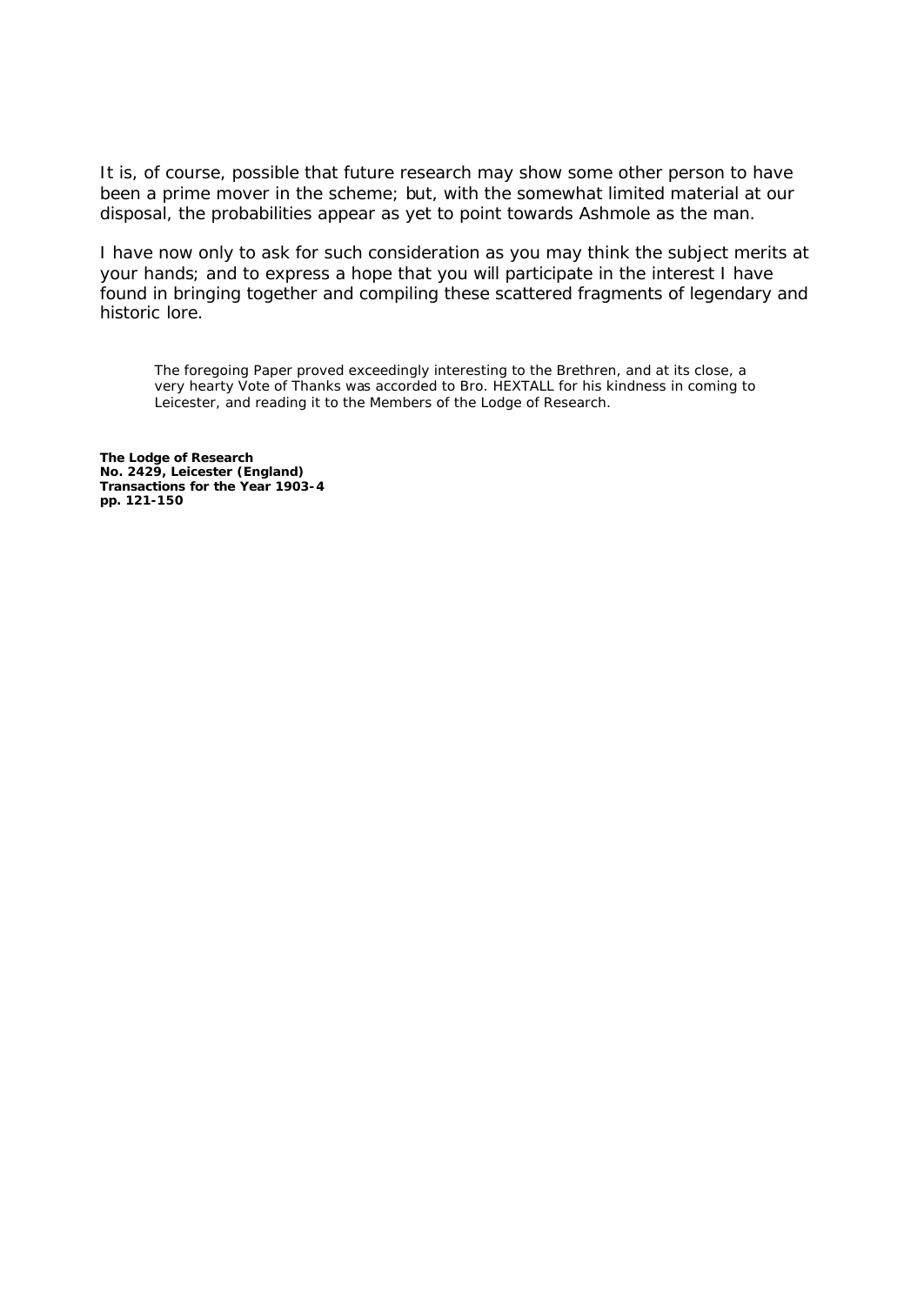It is, of course, possible that future research may show some other person to have been a prime mover in the scheme; but, with the somewhat limited material at our disposal, the probabilities appear as yet to point towards Ashmole as the man.

I have now only to ask for such consideration as you may think the subject merits at your hands; and to express a hope that you will participate in the interest I have found in bringing together and compiling these scattered fragments of legendary and historic lore.

> The foregoing Paper proved exceedingly interesting to the Brethren, and at its close, a very hearty Vote of Thanks was accorded to Bro. HEXTALL for his kindness in coming to Leicester, and reading it to the Members of the Lodge of Research.

**The Lodge of Research**
**No. 2429, Leicester (England)**
**Transactions for the Year 1903-4**
**pp. 121-150**